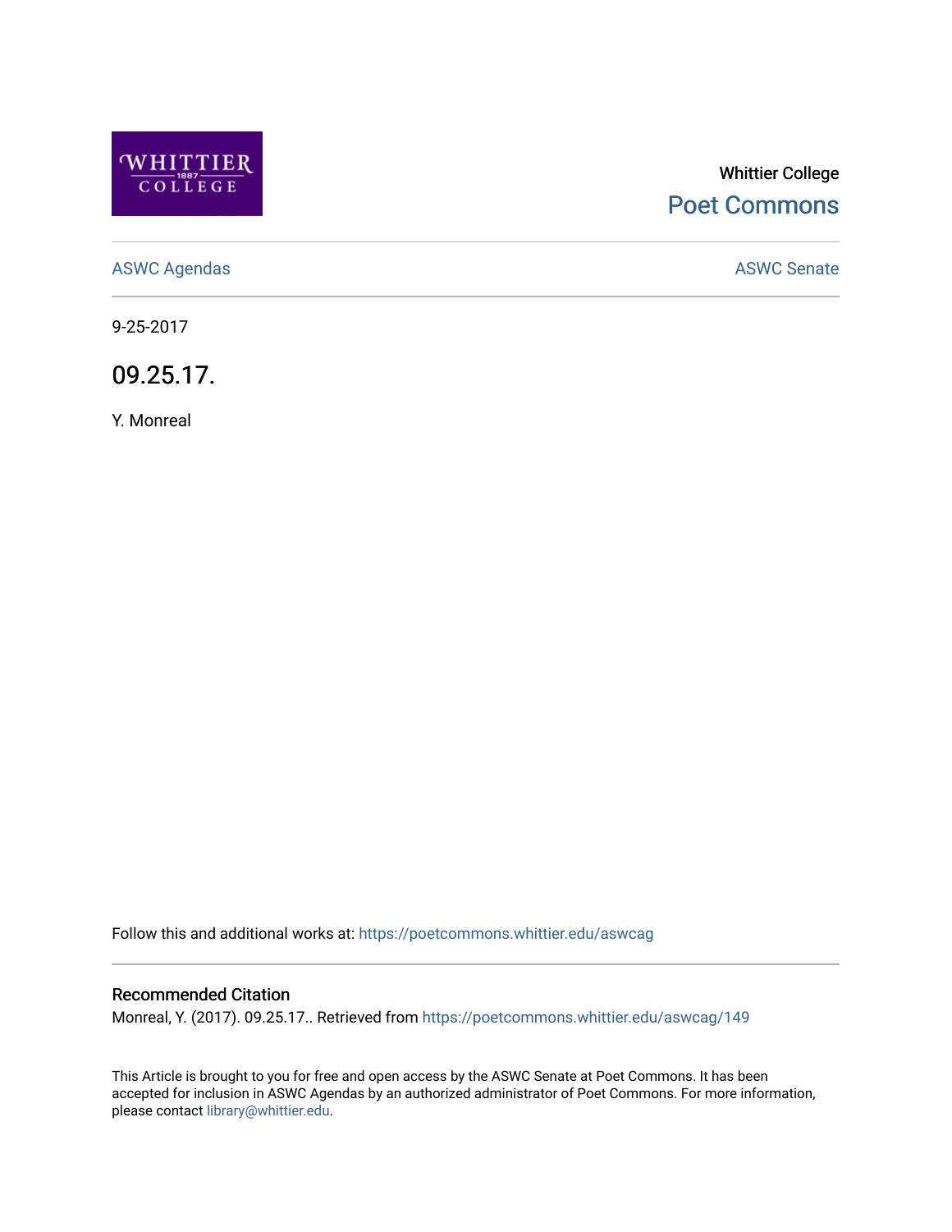Whittier College

Poet Commons

ASWC Agendas

ASWC Senate

9-25-2017

# 09.25.17.

Y. Monreal

Follow this and additional works at: https://poetcommons.whittier.edu/aswcag

## Recommended Citation

Monreal, Y. (2017). 09.25.17.. Retrieved from https://poetcommons.whittier.edu/aswcag/149

This Article is brought to you for free and open access by the ASWC Senate at Poet Commons. It has been accepted for inclusion in ASWC Agendas by an authorized administrator of Poet Commons. For more information, please contact library@whittier.edu.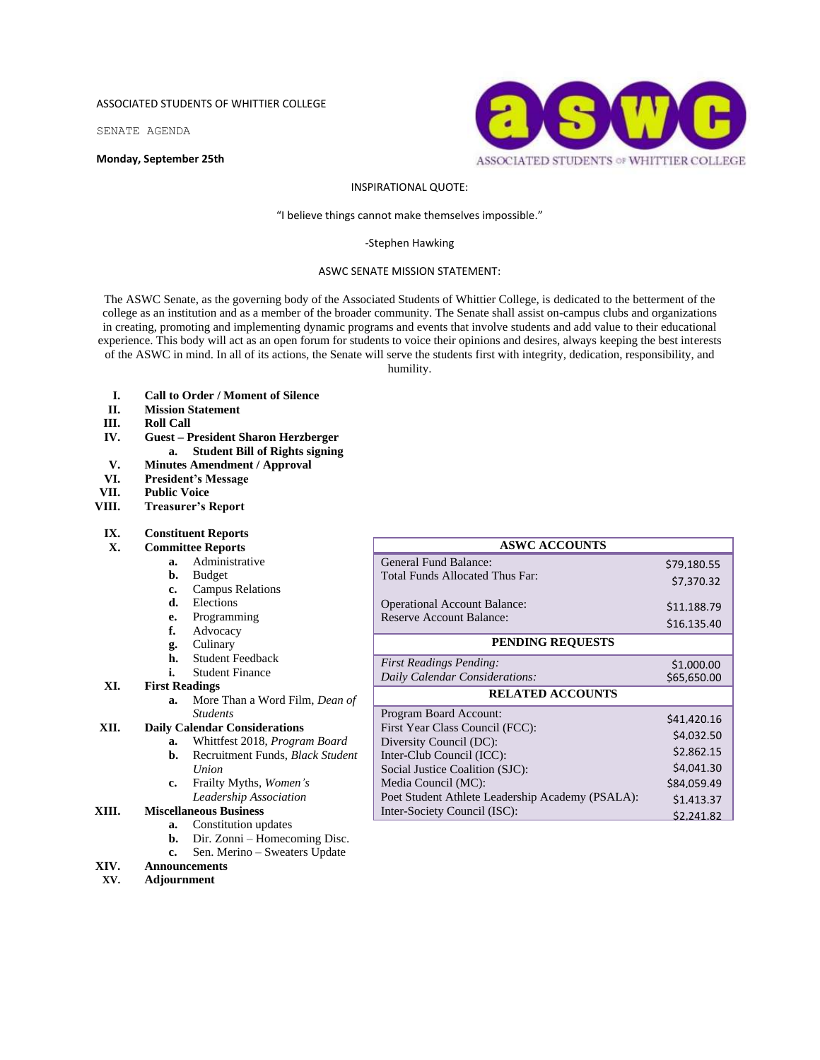ASSOCIATED STUDENTS OF WHITTIER COLLEGE

SENATE AGENDA

**Monday, September 25th**

INSPIRATIONAL QUOTE:

"I believe things cannot make themselves impossible."

-Stephen Hawking

ASWC SENATE MISSION STATEMENT:

The ASWC Senate, as the governing body of the Associated Students of Whittier College, is dedicated to the betterment of the college as an institution and as a member of the broader community. The Senate shall assist on-campus clubs and organizations in creating, promoting and implementing dynamic programs and events that involve students and add value to their educational experience. This body will act as an open forum for students to voice their opinions and desires, always keeping the best interests of the ASWC in mind. In all of its actions, the Senate will serve the students first with integrity, dedication, responsibility, and humility.

- **I. Call to Order / Moment of Silence**
- **II. Mission Statement**
- **III. Roll Call**
- **IV. Guest – President Sharon Herzberger**
  - **a. Student Bill of Rights signing**
- **V. Minutes Amendment / Approval**
- **VI. President's Message**
- **VII. Public Voice**
- **VIII. Treasurer's Report**
- **IX. Constituent Reports**
- **X. Committee Reports**
  - **a.** Administrative
  - **b.** Budget
  - **c.** Campus Relations
  - **d.** Elections
  - **e.** Programming
  - **f.** Advocacy
  - **g.** Culinary
  - **h.** Student Feedback
  - **i.** Student Finance
- **XI. First Readings**
  - **a.** More Than a Word Film, *Dean of Students*
- **XII. Daily Calendar Considerations**
  - **a.** Whittfest 2018, *Program Board*
  - **b.** Recruitment Funds, *Black Student Union*
  - **c.** Frailty Myths, *Women's Leadership Association*
- **XIII. Miscellaneous Business**
  - **a.** Constitution updates
  - **b.** Dir. Zonni – Homecoming Disc.
  - **c.** Sen. Merino – Sweaters Update
- **XIV. Announcements**
- **XV. Adjournment**

| ASWC ACCOUNTS | |
|---|---|
| General Fund Balance: | $79,180.55 |
| Total Funds Allocated Thus Far: | $7,370.32 |
| Operational Account Balance: | $11,188.79 |
| Reserve Account Balance: | $16,135.40 |
| **PENDING REQUESTS** | |
| *First Readings Pending:* | $1,000.00 |
| *Daily Calendar Considerations:* | $65,650.00 |
| **RELATED ACCOUNTS** | |
| Program Board Account: | $41,420.16 |
| First Year Class Council (FCC): | $4,032.50 |
| Diversity Council (DC): | $2,862.15 |
| Inter-Club Council (ICC): | $4,041.30 |
| Social Justice Coalition (SJC): | $84,059.49 |
| Media Council (MC): | $1,413.37 |
| Poet Student Athlete Leadership Academy (PSALA): | $2,241.82 |
| Inter-Society Council (ISC): | |